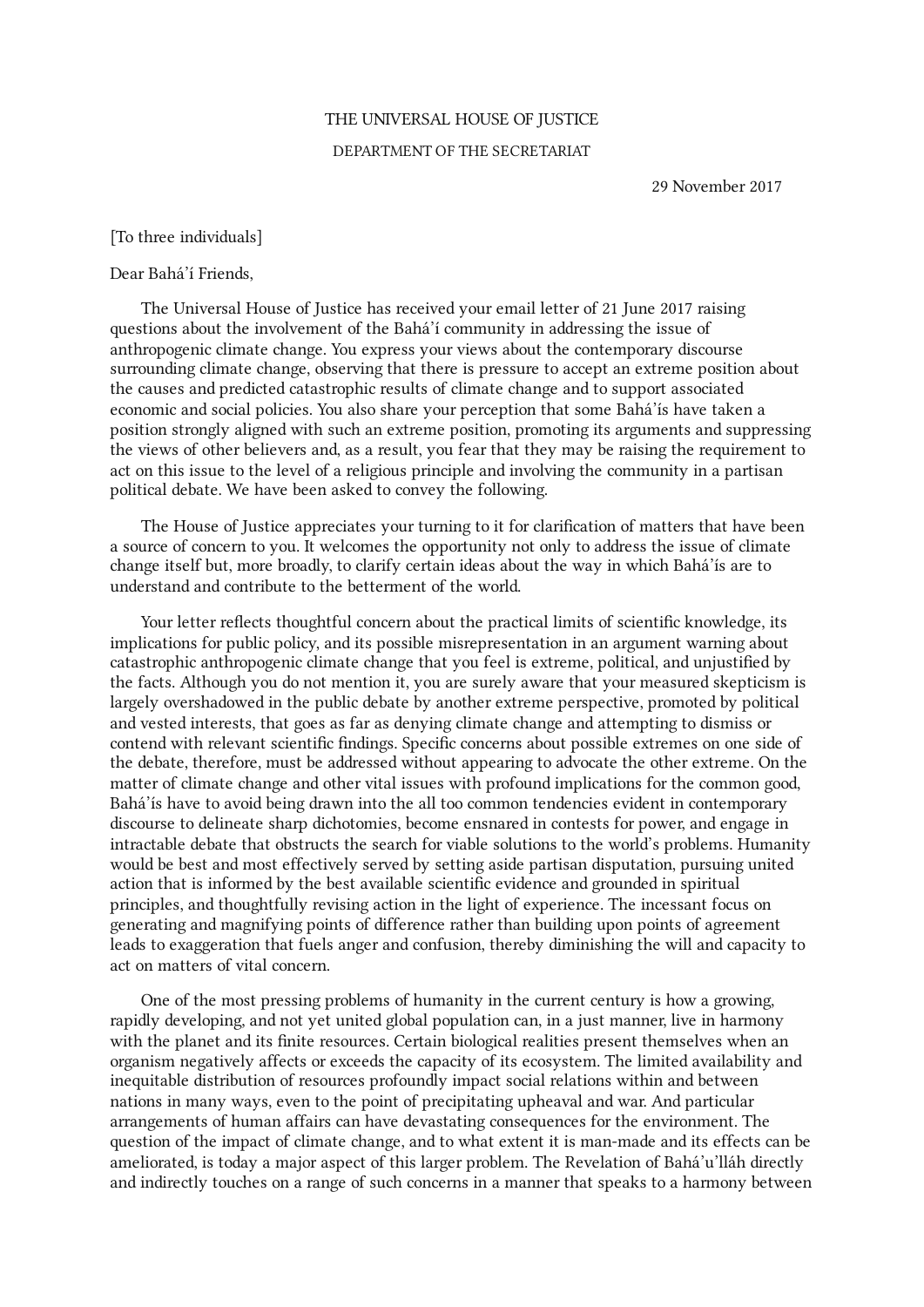THE UNIVERSAL HOUSE OF JUSTICE

DEPARTMENT OF THE SECRETARIAT

29 November 2017

[To three individuals]

Dear Bahá'í Friends,

The Universal House of Justice has received your email letter of 21 June 2017 raising questions about the involvement of the Bahá'í community in addressing the issue of anthropogenic climate change. You express your views about the contemporary discourse surrounding climate change, observing that there is pressure to accept an extreme position about the causes and predicted catastrophic results of climate change and to support associated economic and social policies. You also share your perception that some Bahá'ís have taken a position strongly aligned with such an extreme position, promoting its arguments and suppressing the views of other believers and, as a result, you fear that they may be raising the requirement to act on this issue to the level of a religious principle and involving the community in a partisan political debate. We have been asked to convey the following.

The House of Justice appreciates your turning to it for clarification of matters that have been a source of concern to you. It welcomes the opportunity not only to address the issue of climate change itself but, more broadly, to clarify certain ideas about the way in which Bahá'ís are to understand and contribute to the betterment of the world.

Your letter reflects thoughtful concern about the practical limits of scientific knowledge, its implications for public policy, and its possible misrepresentation in an argument warning about catastrophic anthropogenic climate change that you feel is extreme, political, and unjustified by the facts. Although you do not mention it, you are surely aware that your measured skepticism is largely overshadowed in the public debate by another extreme perspective, promoted by political and vested interests, that goes as far as denying climate change and attempting to dismiss or contend with relevant scientific findings. Specific concerns about possible extremes on one side of the debate, therefore, must be addressed without appearing to advocate the other extreme. On the matter of climate change and other vital issues with profound implications for the common good, Bahá'ís have to avoid being drawn into the all too common tendencies evident in contemporary discourse to delineate sharp dichotomies, become ensnared in contests for power, and engage in intractable debate that obstructs the search for viable solutions to the world's problems. Humanity would be best and most effectively served by setting aside partisan disputation, pursuing united action that is informed by the best available scientific evidence and grounded in spiritual principles, and thoughtfully revising action in the light of experience. The incessant focus on generating and magnifying points of difference rather than building upon points of agreement leads to exaggeration that fuels anger and confusion, thereby diminishing the will and capacity to act on matters of vital concern.

One of the most pressing problems of humanity in the current century is how a growing, rapidly developing, and not yet united global population can, in a just manner, live in harmony with the planet and its finite resources. Certain biological realities present themselves when an organism negatively affects or exceeds the capacity of its ecosystem. The limited availability and inequitable distribution of resources profoundly impact social relations within and between nations in many ways, even to the point of precipitating upheaval and war. And particular arrangements of human affairs can have devastating consequences for the environment. The question of the impact of climate change, and to what extent it is man-made and its effects can be ameliorated, is today a major aspect of this larger problem. The Revelation of Bahá'u'lláh directly and indirectly touches on a range of such concerns in a manner that speaks to a harmony between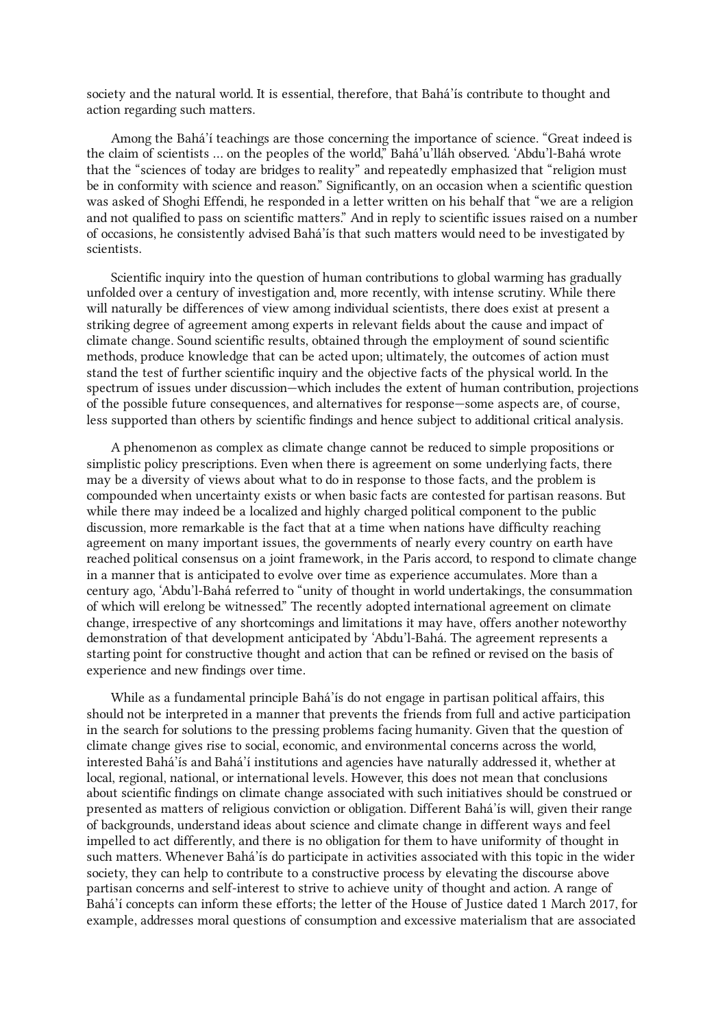society and the natural world. It is essential, therefore, that Bahá'ís contribute to thought and action regarding such matters.

Among the Bahá'í teachings are those concerning the importance of science. "Great indeed is the claim of scientists ... on the peoples of the world," Bahá'u'lláh observed. 'Abdu'l-Bahá wrote that the "sciences of today are bridges to reality" and repeatedly emphasized that "religion must be in conformity with science and reason." Significantly, on an occasion when a scientific question was asked of Shoghi Effendi, he responded in a letter written on his behalf that "we are a religion and not qualified to pass on scientific matters." And in reply to scientific issues raised on a number of occasions, he consistently advised Bahá'ís that such matters would need to be investigated by scientists.

Scientific inquiry into the question of human contributions to global warming has gradually unfolded over a century of investigation and, more recently, with intense scrutiny. While there will naturally be differences of view among individual scientists, there does exist at present a striking degree of agreement among experts in relevant fields about the cause and impact of climate change. Sound scientific results, obtained through the employment of sound scientific methods, produce knowledge that can be acted upon; ultimately, the outcomes of action must stand the test of further scientific inquiry and the objective facts of the physical world. In the spectrum of issues under discussion—which includes the extent of human contribution, projections of the possible future consequences, and alternatives for response—some aspects are, of course, less supported than others by scientific findings and hence subject to additional critical analysis.

A phenomenon as complex as climate change cannot be reduced to simple propositions or simplistic policy prescriptions. Even when there is agreement on some underlying facts, there may be a diversity of views about what to do in response to those facts, and the problem is compounded when uncertainty exists or when basic facts are contested for partisan reasons. But while there may indeed be a localized and highly charged political component to the public discussion, more remarkable is the fact that at a time when nations have difficulty reaching agreement on many important issues, the governments of nearly every country on earth have reached political consensus on a joint framework, in the Paris accord, to respond to climate change in a manner that is anticipated to evolve over time as experience accumulates. More than a century ago, 'Abdu'l-Bahá referred to "unity of thought in world undertakings, the consummation of which will erelong be witnessed." The recently adopted international agreement on climate change, irrespective of any shortcomings and limitations it may have, offers another noteworthy demonstration of that development anticipated by 'Abdu'l-Bahá. The agreement represents a starting point for constructive thought and action that can be refined or revised on the basis of experience and new findings over time.

While as a fundamental principle Bahá'ís do not engage in partisan political affairs, this should not be interpreted in a manner that prevents the friends from full and active participation in the search for solutions to the pressing problems facing humanity. Given that the question of climate change gives rise to social, economic, and environmental concerns across the world, interested Bahá'ís and Bahá'í institutions and agencies have naturally addressed it, whether at local, regional, national, or international levels. However, this does not mean that conclusions about scientific findings on climate change associated with such initiatives should be construed or presented as matters of religious conviction or obligation. Different Bahá'ís will, given their range of backgrounds, understand ideas about science and climate change in different ways and feel impelled to act differently, and there is no obligation for them to have uniformity of thought in such matters. Whenever Bahá'ís do participate in activities associated with this topic in the wider society, they can help to contribute to a constructive process by elevating the discourse above partisan concerns and self-interest to strive to achieve unity of thought and action. A range of Bahá'í concepts can inform these efforts; the letter of the House of Justice dated 1 March 2017, for example, addresses moral questions of consumption and excessive materialism that are associated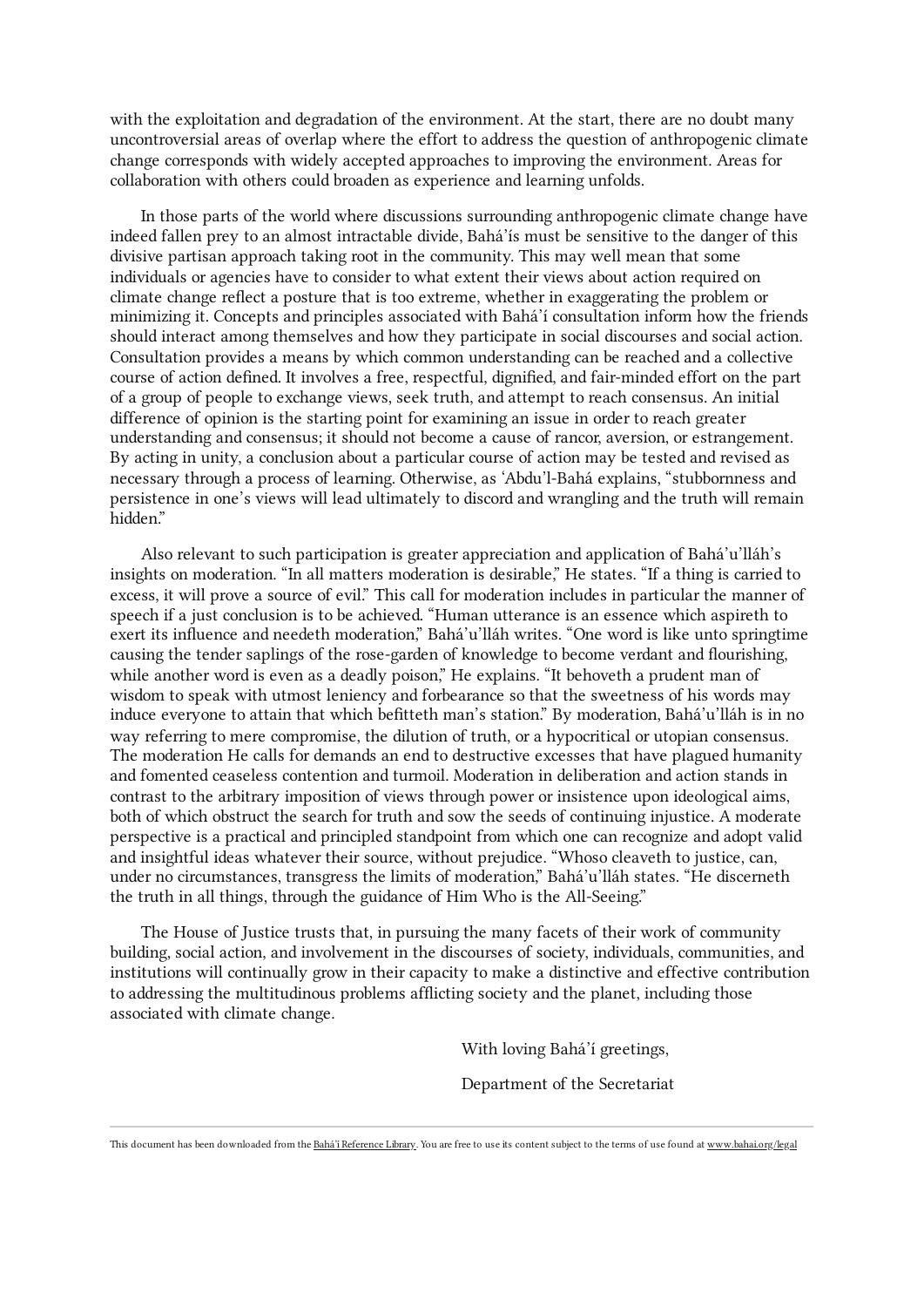with the exploitation and degradation of the environment. At the start, there are no doubt many uncontroversial areas of overlap where the effort to address the question of anthropogenic climate change corresponds with widely accepted approaches to improving the environment. Areas for collaboration with others could broaden as experience and learning unfolds.

In those parts of the world where discussions surrounding anthropogenic climate change have indeed fallen prey to an almost intractable divide, Bahá'ís must be sensitive to the danger of this divisive partisan approach taking root in the community. This may well mean that some individuals or agencies have to consider to what extent their views about action required on climate change reflect a posture that is too extreme, whether in exaggerating the problem or minimizing it. Concepts and principles associated with Bahá'í consultation inform how the friends should interact among themselves and how they participate in social discourses and social action. Consultation provides a means by which common understanding can be reached and a collective course of action defined. It involves a free, respectful, dignified, and fair-minded effort on the part of a group of people to exchange views, seek truth, and attempt to reach consensus. An initial difference of opinion is the starting point for examining an issue in order to reach greater understanding and consensus; it should not become a cause of rancor, aversion, or estrangement. By acting in unity, a conclusion about a particular course of action may be tested and revised as necessary through a process of learning. Otherwise, as 'Abdu'l-Bahá explains, "stubbornness and persistence in one's views will lead ultimately to discord and wrangling and the truth will remain hidden."

Also relevant to such participation is greater appreciation and application of Bahá'u'lláh's insights on moderation. "In all matters moderation is desirable," He states. "If a thing is carried to excess, it will prove a source of evil." This call for moderation includes in particular the manner of speech if a just conclusion is to be achieved. "Human utterance is an essence which aspireth to exert its influence and needeth moderation," Bahá'u'lláh writes. "One word is like unto springtime causing the tender saplings of the rose-garden of knowledge to become verdant and flourishing, while another word is even as a deadly poison," He explains. "It behoveth a prudent man of wisdom to speak with utmost leniency and forbearance so that the sweetness of his words may induce everyone to attain that which befitteth man's station." By moderation, Bahá'u'lláh is in no way referring to mere compromise, the dilution of truth, or a hypocritical or utopian consensus. The moderation He calls for demands an end to destructive excesses that have plagued humanity and fomented ceaseless contention and turmoil. Moderation in deliberation and action stands in contrast to the arbitrary imposition of views through power or insistence upon ideological aims, both of which obstruct the search for truth and sow the seeds of continuing injustice. A moderate perspective is a practical and principled standpoint from which one can recognize and adopt valid and insightful ideas whatever their source, without prejudice. "Whoso cleaveth to justice, can, under no circumstances, transgress the limits of moderation," Bahá'u'lláh states. "He discerneth the truth in all things, through the guidance of Him Who is the All-Seeing."

The House of Justice trusts that, in pursuing the many facets of their work of community building, social action, and involvement in the discourses of society, individuals, communities, and institutions will continually grow in their capacity to make a distinctive and effective contribution to addressing the multitudinous problems afflicting society and the planet, including those associated with climate change.

With loving Bahá'í greetings,

Department of the Secretariat

This document has been downloaded from the Bahá'í Reference Library. You are free to use its content subject to the terms of use found at www.bahai.org/legal